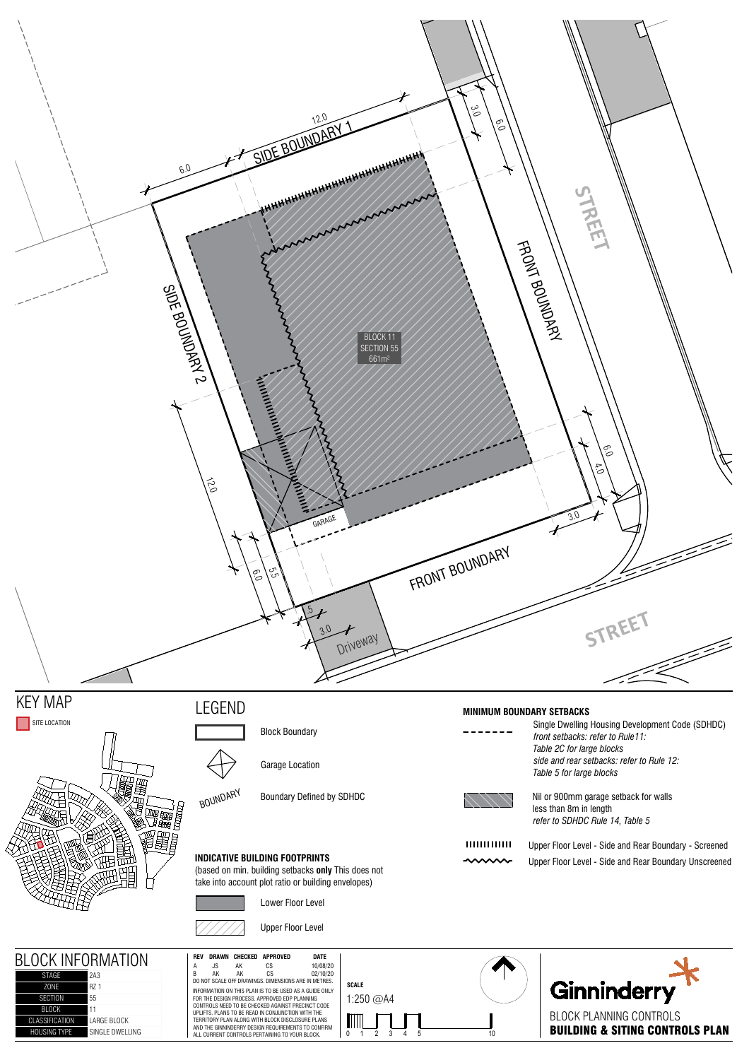SIDE BOUNDARY 1

SIDE BOUNDARY 2

FRONT BOUNDARY

FRONT BOUNDARY

STREET

STREET

BLOCK 11
SECTION 55
661m²

GARAGE

Driveway

12.0 6.0 3.0 6.0 6.0 4.0 3.0 12.0 6.0 5.5 .5 3.0

## KEY MAP

SITE LOCATION

## LEGEND

Block Boundary

Garage Location

Boundary Defined by SDHDC

### INDICATIVE BUILDING FOOTPRINTS

(based on min. building setbacks **only** This does not take into account plot ratio or building envelopes)

Lower Floor Level

Upper Floor Level

### MINIMUM BOUNDARY SETBACKS

Single Dwelling Housing Development Code (SDHDC)
*front setbacks: refer to Rule11: Table 2C for large blocks*
*side and rear setbacks: refer to Rule 12: Table 5 for large blocks*

Nil or 900mm garage setback for walls less than 8m in length
*refer to SDHDC Rule 14, Table 5*

Upper Floor Level - Side and Rear Boundary - Screened

Upper Floor Level - Side and Rear Boundary Unscreened

## BLOCK INFORMATION

| STAGE | 2A3 |
|---|---|
| ZONE | RZ 1 |
| SECTION | 55 |
| BLOCK | 11 |
| CLASSIFICATION | LARGE BLOCK |
| HOUSING TYPE | SINGLE DWELLING |

| REV | DRAWN | CHECKED | APPROVED | DATE |
|---|---|---|---|---|
| A | JS | AK | CS | 10/08/20 |
| B | AK | AK | CS | 02/10/20 |

DO NOT SCALE OFF DRAWINGS. DIMENSIONS ARE IN METRES.

INFORMATION ON THIS PLAN IS TO BE USED AS A GUIDE ONLY FOR THE DESIGN PROCESS. APPROVED EDP PLANNING CONTROLS NEED TO BE CHECKED AGAINST PRECINCT CODE UPLIFTS. PLANS TO BE READ IN CONJUNCTION WITH THE TERRITORY PLAN ALONG WITH BLOCK DISCLOSURE PLANS AND THE GINNINDERRY DESIGN REQUIREMENTS TO CONFIRM ALL CURRENT CONTROLS PERTAINING TO YOUR BLOCK.

**SCALE**

1:250 @A4

0 1 2 3 4 5 10

Ginninderry

BLOCK PLANNING CONTROLS

**BUILDING & SITING CONTROLS PLAN**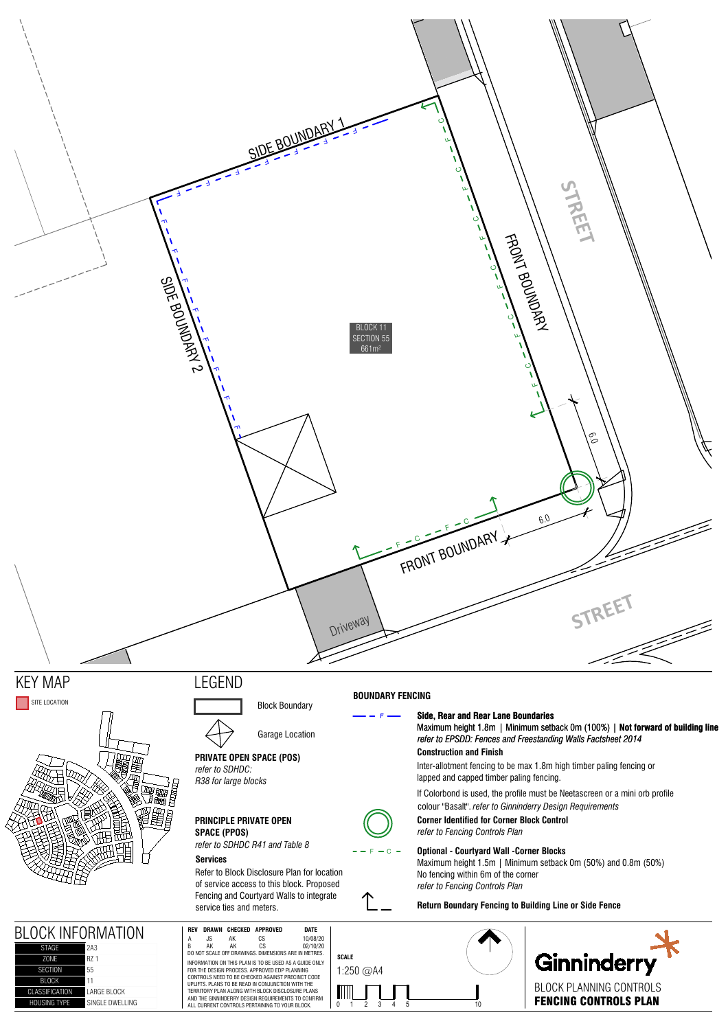SIDE BOUNDARY 1

SIDE BOUNDARY 2

FRONT BOUNDARY

FRONT BOUNDARY

STREET

STREET

BLOCK 11
SECTION 55
661m²

Driveway

6.0

6.0

## KEY MAP

SITE LOCATION

## LEGEND

Block Boundary

Garage Location

**PRIVATE OPEN SPACE (POS)**
*refer to SDHDC:*
*R38 for large blocks*

**PRINCIPLE PRIVATE OPEN SPACE (PPOS)**
*refer to SDHDC R41 and Table 8*

**Services**
Refer to Block Disclosure Plan for location of service access to this block. Proposed Fencing and Courtyard Walls to integrate service ties and meters.

## BOUNDARY FENCING

**Side, Rear and Rear Lane Boundaries**
Maximum height 1.8m | Minimum setback 0m (100%) | **Not forward of building line**
*refer to EPSDD: Fences and Freestanding Walls Factsheet 2014*

**Construction and Finish**
Inter-allotment fencing to be max 1.8m high timber paling fencing or lapped and capped timber paling fencing.

If Colorbond is used, the profile must be Neetascreen or a mini orb profile colour "Basalt". *refer to Ginninderry Design Requirements*

**Corner Identified for Corner Block Control**
*refer to Fencing Controls Plan*

**Optional - Courtyard Wall -Corner Blocks**
Maximum height 1.5m | Minimum setback 0m (50%) and 0.8m (50%)
No fencing within 6m of the corner
*refer to Fencing Controls Plan*

**Return Boundary Fencing to Building Line or Side Fence**

## BLOCK INFORMATION

| | |
|---|---|
| STAGE | 2A3 |
| ZONE | RZ 1 |
| SECTION | 55 |
| BLOCK | 11 |
| CLASSIFICATION | LARGE BLOCK |
| HOUSING TYPE | SINGLE DWELLING |

| REV | DRAWN | CHECKED | APPROVED | DATE |
|---|---|---|---|---|
| A | JS | AK | CS | 10/08/20 |
| B | AK | AK | CS | 02/10/20 |

DO NOT SCALE OFF DRAWINGS. DIMENSIONS ARE IN METRES.

INFORMATION ON THIS PLAN IS TO BE USED AS A GUIDE ONLY FOR THE DESIGN PROCESS. APPROVED EDP PLANNING CONTROLS NEED TO BE CHECKED AGAINST PRECINCT CODE UPLIFTS. PLANS TO BE READ IN CONJUNCTION WITH THE TERRITORY PLAN ALONG WITH BLOCK DISCLOSURE PLANS AND THE GINNINDERRY DESIGN REQUIREMENTS TO CONFIRM ALL CURRENT CONTROLS PERTAINING TO YOUR BLOCK.

**SCALE**
1:250 @A4

0 1 2 3 4 5 10

Ginninderry

BLOCK PLANNING CONTROLS
**FENCING CONTROLS PLAN**